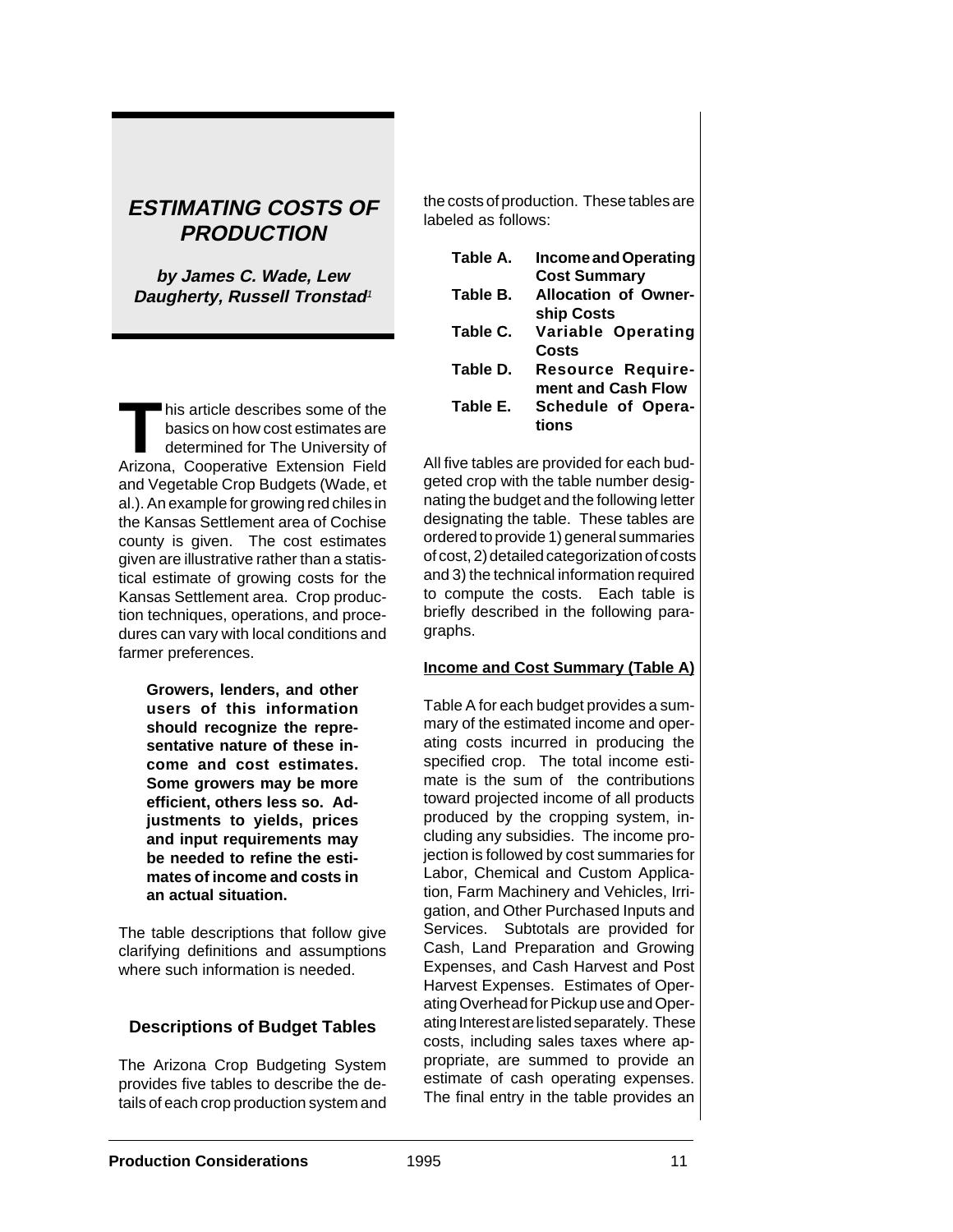# ESTIMATING COSTS OF PRODUCTION

**by James C. Wade, Lew Daugherty, Russell Tronstad[1]**

This article describes some of the basics on how cost estimates are determined for The University of Arizona, Cooperative Extension Field and Vegetable Crop Budgets (Wade, et al.). An example for growing red chiles in the Kansas Settlement area of Cochise county is given. The cost estimates given are illustrative rather than a statistical estimate of growing costs for the Kansas Settlement area. Crop production techniques, operations, and procedures can vary with local conditions and farmer preferences.

**Growers, lenders, and other users of this information should recognize the representative nature of these income and cost estimates. Some growers may be more efficient, others less so. Adjustments to yields, prices and input requirements may be needed to refine the estimates of income and costs in an actual situation.**

The table descriptions that follow give clarifying definitions and assumptions where such information is needed.

## Descriptions of Budget Tables

The Arizona Crop Budgeting System provides five tables to describe the details of each crop production system and the costs of production. These tables are labeled as follows:

- **Table A.** **Income and Operating Cost Summary**
- **Table B.** **Allocation of Ownership Costs**
- **Table C.** **Variable Operating Costs**
- **Table D.** **Resource Requirement and Cash Flow**
- **Table E.** **Schedule of Operations**

All five tables are provided for each budgeted crop with the table number designating the budget and the following letter designating the table. These tables are ordered to provide 1) general summaries of cost, 2) detailed categorization of costs and 3) the technical information required to compute the costs. Each table is briefly described in the following paragraphs.

### Income and Cost Summary (Table A)

Table A for each budget provides a summary of the estimated income and operating costs incurred in producing the specified crop. The total income estimate is the sum of the contributions toward projected income of all products produced by the cropping system, including any subsidies. The income projection is followed by cost summaries for Labor, Chemical and Custom Application, Farm Machinery and Vehicles, Irrigation, and Other Purchased Inputs and Services. Subtotals are provided for Cash, Land Preparation and Growing Expenses, and Cash Harvest and Post Harvest Expenses. Estimates of Operating Overhead for Pickup use and Operating Interest are listed separately. These costs, including sales taxes where appropriate, are summed to provide an estimate of cash operating expenses. The final entry in the table provides an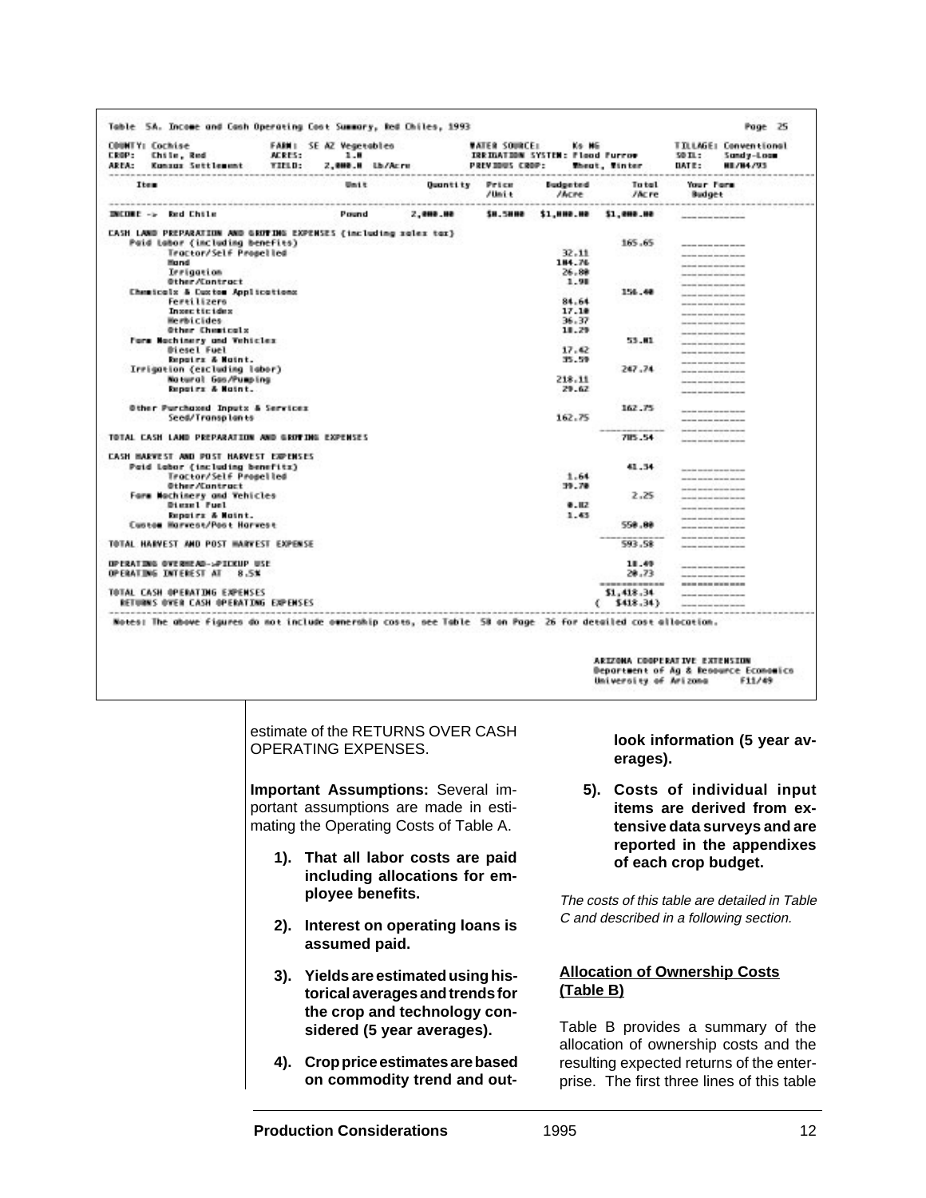Table 5A. Income and Cash Operating Cost Summary, Red Chiles, 1993

| COUNTY: Cochise | FARM: SE AZ Vegetables | WATER SOURCE: Ks NG | TILLAGE: Conventional |
|---|---|---|---|
| CROP: Chile, Red | ACRES: 1.0 | IRRIGATION SYSTEM: Flood Furrow | SOIL: Sandy-Loam |
| AREA: Kansas Settlement | YIELD: 2,000.0 Lb/Acre | PREVIOUS CROP: Wheat, Winter | DATE: 08/04/93 |

| Item | Unit | Quantity | Price /Unit | Budgeted /Acre | Total /Acre | Your Farm Budget |
|---|---|---|---|---|---|---|
| INCOME -> Red Chile | Pound | 2,000.00 | $0.5000 | $1,000.00 | $1,000.00 | ________ |
| CASH LAND PREPARATION AND GROWING EXPENSES (including sales tax) | | | | | | |
| Paid Labor (including benefits) | | | | | 165.65 | ________ |
| Tractor/Self Propelled | | | | 32.11 | | ________ |
| Hand | | | | 104.76 | | ________ |
| Irrigation | | | | 26.80 | | ________ |
| Other/Contract | | | | 1.98 | | ________ |
| Chemicals & Custom Applications | | | | | 156.40 | ________ |
| Fertilizers | | | | 84.64 | | ________ |
| Insecticides | | | | 17.10 | | ________ |
| Herbicides | | | | 36.37 | | ________ |
| Other Chemicals | | | | 18.29 | | ________ |
| Farm Machinery and Vehicles | | | | | 53.01 | ________ |
| Diesel Fuel | | | | 17.42 | | ________ |
| Repairs & Maint. | | | | 35.59 | | ________ |
| Irrigation (excluding labor) | | | | | 247.74 | ________ |
| Natural Gas/Pumping | | | | 218.11 | | ________ |
| Repairs & Maint. | | | | 29.62 | | ________ |
| Other Purchased Inputs & Services | | | | | 162.75 | ________ |
| Seed/Transplants | | | | 162.75 | | ________ |
| TOTAL CASH LAND PREPARATION AND GROWING EXPENSES | | | | | 785.54 | ________ |
| CASH HARVEST AND POST HARVEST EXPENSES | | | | | | |
| Paid Labor (including benefits) | | | | | 41.34 | ________ |
| Tractor/Self Propelled | | | | 1.64 | | ________ |
| Other/Contract | | | | 39.70 | | ________ |
| Farm Machinery and Vehicles | | | | | 2.25 | ________ |
| Diesel Fuel | | | | 0.82 | | ________ |
| Repairs & Maint. | | | | 1.43 | | ________ |
| Custom Harvest/Post Harvest | | | | | 550.00 | ________ |
| TOTAL HARVEST AND POST HARVEST EXPENSE | | | | | 593.58 | ________ |
| OPERATING OVERHEAD->PICKUP USE | | | | | 18.49 | ________ |
| OPERATING INTEREST AT 8.5% | | | | | 20.73 | ________ |
| TOTAL CASH OPERATING EXPENSES | | | | | $1,418.34 | ________ |
| RETURNS OVER CASH OPERATING EXPENSES | | | | | ( $418.34) | ________ |

Notes: The above figures do not include ownership costs, see Table 5B on Page 26 for detailed cost allocation.

ARIZONA COOPERATIVE EXTENSION
Department of Ag & Resource Economics
University of Arizona F11/49

estimate of the RETURNS OVER CASH OPERATING EXPENSES.

**Important Assumptions:** Several important assumptions are made in estimating the Operating Costs of Table A.

1). **That all labor costs are paid including allocations for employee benefits.**

2). **Interest on operating loans is assumed paid.**

3). **Yields are estimated using historical averages and trends for the crop and technology considered (5 year averages).**

4). **Crop price estimates are based on commodity trend and outlook information (5 year averages).**

5). **Costs of individual input items are derived from extensive data surveys and are reported in the appendixes of each crop budget.**

*The costs of this table are detailed in Table C and described in a following section.*

**Allocation of Ownership Costs (Table B)**

Table B provides a summary of the allocation of ownership costs and the resulting expected returns of the enterprise. The first three lines of this table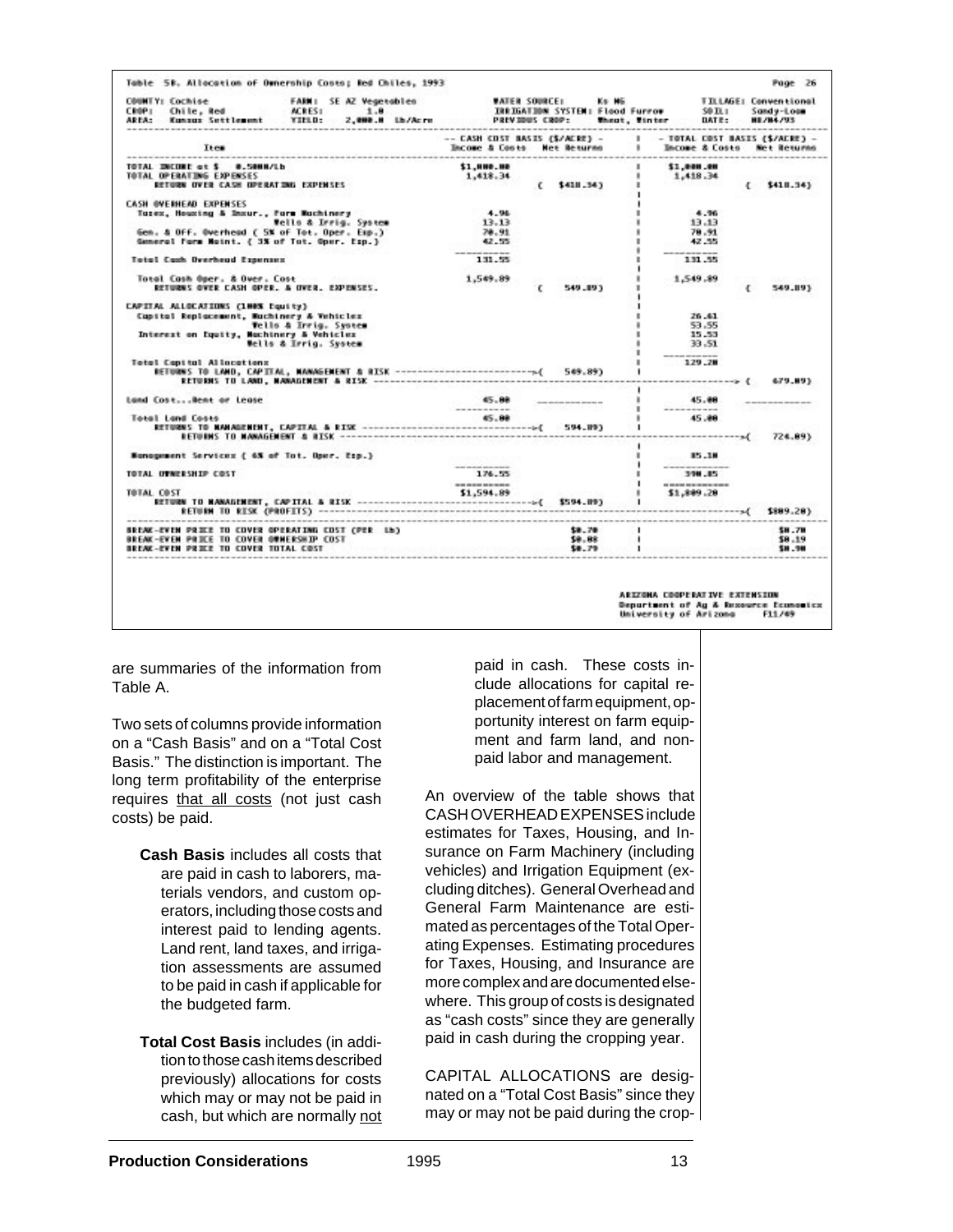Table 5B. Allocation of Ownership Costs; Red Chiles, 1993

| COUNTY: Cochise | FARM: SE AZ Vegetables | WATER SOURCE: Ks WG | TILLAGE: Conventional |
|---|---|---|---|
| CROP: Chile, Red | ACRES: 1.0 | IRRIGATION SYSTEM: Flood Furrow | SOIL: Sandy-Loam |
| AREA: Kansas Settlement | YIELD: 2,000.0 Lb/Acre | PREVIOUS CROP: Wheat, Winter | DATE: 08/04/93 |

| Item | CASH COST BASIS ($/ACRE) Income & Costs | Net Returns | TOTAL COST BASIS ($/ACRE) Income & Costs | Net Returns |
|---|---|---|---|---|
| TOTAL INCOME at $ 0.5000/Lb | $1,000.00 | | $1,000.00 | |
| TOTAL OPERATING EXPENSES | 1,418.34 | | 1,418.34 | |
| RETURN OVER CASH OPERATING EXPENSES | | ( $418.34) | | ( $418.34) |
| CASH OVERHEAD EXPENSES | | | | |
| Taxes, Housing & Insur., Farm Machinery | 4.96 | | 4.96 | |
| Wells & Irrig. System | 13.13 | | 13.13 | |
| Gen. & Off. Overhead ( 5% of Tot. Oper. Exp.) | 70.91 | | 70.91 | |
| General Farm Maint. ( 3% of Tot. Oper. Exp.) | 42.55 | | 42.55 | |
| Total Cash Overhead Expenses | 131.55 | | 131.55 | |
| Total Cash Oper. & Over. Cost | 1,549.89 | | 1,549.89 | |
| RETURNS OVER CASH OPER. & OVER. EXPENSES. | | ( 549.89) | | ( 549.89) |
| CAPITAL ALLOCATIONS (100% Equity) | | | | |
| Capital Replacement, Machinery & Vehicles | | | 26.61 | |
| Wells & Irrig. System | | | 53.55 | |
| Interest on Equity, Machinery & Vehicles | | | 15.53 | |
| Wells & Irrig. System | | | 33.51 | |
| Total Capital Allocations | | | 129.20 | |
| RETURNS TO LAND, CAPITAL, MANAGEMENT & RISK | | ( 549.89) | | |
| RETURNS TO LAND, MANAGEMENT & RISK | | | | ( 679.09) |
| Land Cost...Rent or Lease | 45.00 | | 45.00 | |
| Total Land Costs | 45.00 | | 45.00 | |
| RETURNS TO MANAGEMENT, CAPITAL & RISK | | ( 594.89) | | |
| RETURNS TO MANAGEMENT & RISK | | | | ( 724.09) |
| Management Services ( 6% of Tot. Oper. Exp.) | | | 85.10 | |
| TOTAL OWNERSHIP COST | 176.55 | | 390.85 | |
| TOTAL COST | $1,594.89 | | $1,809.20 | |
| RETURN TO MANAGEMENT, CAPITAL & RISK | | ( $594.89) | | |
| RETURN TO RISK (PROFITS) | | | | ( $809.20) |
| BREAK-EVEN PRICE TO COVER OPERATING COST (PER Lb) | | $0.70 | | $0.70 |
| BREAK-EVEN PRICE TO COVER OWNERSHIP COST | | $0.08 | | $0.19 |
| BREAK-EVEN PRICE TO COVER TOTAL COST | | $0.79 | | $0.90 |

ARIZONA COOPERATIVE EXTENSION
Department of Ag & Resource Economics
University of Arizona F11/49

are summaries of the information from Table A.

Two sets of columns provide information on a "Cash Basis" and on a "Total Cost Basis." The distinction is important. The long term profitability of the enterprise requires that all costs (not just cash costs) be paid.

**Cash Basis** includes all costs that are paid in cash to laborers, materials vendors, and custom operators, including those costs and interest paid to lending agents. Land rent, land taxes, and irrigation assessments are assumed to be paid in cash if applicable for the budgeted farm.

**Total Cost Basis** includes (in addition to those cash items described previously) allocations for costs which may or may not be paid in cash, but which are normally not paid in cash. These costs include allocations for capital replacement of farm equipment, opportunity interest on farm equipment and farm land, and non-paid labor and management.

An overview of the table shows that CASH OVERHEAD EXPENSES include estimates for Taxes, Housing, and Insurance on Farm Machinery (including vehicles) and Irrigation Equipment (excluding ditches). General Overhead and General Farm Maintenance are estimated as percentages of the Total Operating Expenses. Estimating procedures for Taxes, Housing, and Insurance are more complex and are documented elsewhere. This group of costs is designated as "cash costs" since they are generally paid in cash during the cropping year.

CAPITAL ALLOCATIONS are designated on a "Total Cost Basis" since they may or may not be paid during the crop-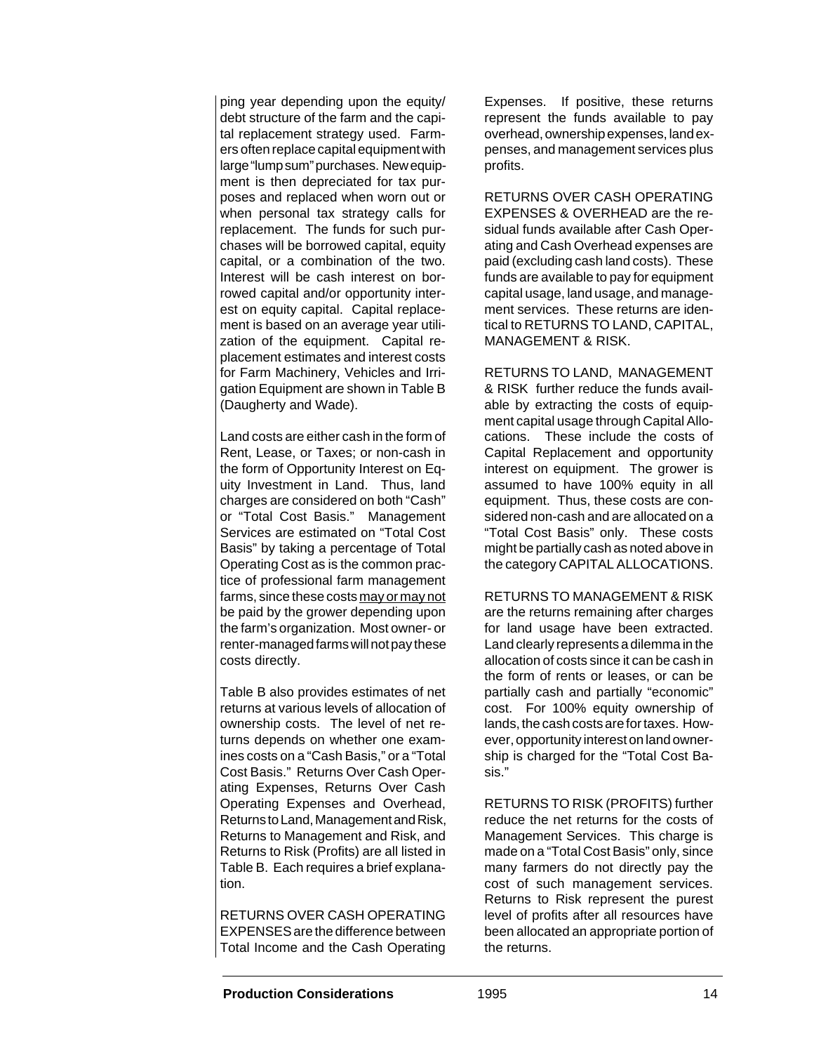ping year depending upon the equity/ debt structure of the farm and the capital replacement strategy used. Farmers often replace capital equipment with large "lump sum" purchases. New equipment is then depreciated for tax purposes and replaced when worn out or when personal tax strategy calls for replacement. The funds for such purchases will be borrowed capital, equity capital, or a combination of the two. Interest will be cash interest on borrowed capital and/or opportunity interest on equity capital. Capital replacement is based on an average year utilization of the equipment. Capital replacement estimates and interest costs for Farm Machinery, Vehicles and Irrigation Equipment are shown in Table B (Daugherty and Wade).

Land costs are either cash in the form of Rent, Lease, or Taxes; or non-cash in the form of Opportunity Interest on Equity Investment in Land. Thus, land charges are considered on both "Cash" or "Total Cost Basis." Management Services are estimated on "Total Cost Basis" by taking a percentage of Total Operating Cost as is the common practice of professional farm management farms, since these costs <u>may or may not</u> be paid by the grower depending upon the farm's organization. Most owner- or renter-managed farms will not pay these costs directly.

Table B also provides estimates of net returns at various levels of allocation of ownership costs. The level of net returns depends on whether one examines costs on a "Cash Basis," or a "Total Cost Basis." Returns Over Cash Operating Expenses, Returns Over Cash Operating Expenses and Overhead, Returns to Land, Management and Risk, Returns to Management and Risk, and Returns to Risk (Profits) are all listed in Table B. Each requires a brief explanation.

RETURNS OVER CASH OPERATING EXPENSES are the difference between Total Income and the Cash Operating Expenses. If positive, these returns represent the funds available to pay overhead, ownership expenses, land expenses, and management services plus profits.

RETURNS OVER CASH OPERATING EXPENSES & OVERHEAD are the residual funds available after Cash Operating and Cash Overhead expenses are paid (excluding cash land costs). These funds are available to pay for equipment capital usage, land usage, and management services. These returns are identical to RETURNS TO LAND, CAPITAL, MANAGEMENT & RISK.

RETURNS TO LAND, MANAGEMENT & RISK further reduce the funds available by extracting the costs of equipment capital usage through Capital Allocations. These include the costs of Capital Replacement and opportunity interest on equipment. The grower is assumed to have 100% equity in all equipment. Thus, these costs are considered non-cash and are allocated on a "Total Cost Basis" only. These costs might be partially cash as noted above in the category CAPITAL ALLOCATIONS.

RETURNS TO MANAGEMENT & RISK are the returns remaining after charges for land usage have been extracted. Land clearly represents a dilemma in the allocation of costs since it can be cash in the form of rents or leases, or can be partially cash and partially "economic" cost. For 100% equity ownership of lands, the cash costs are for taxes. However, opportunity interest on land ownership is charged for the "Total Cost Basis."

RETURNS TO RISK (PROFITS) further reduce the net returns for the costs of Management Services. This charge is made on a "Total Cost Basis" only, since many farmers do not directly pay the cost of such management services. Returns to Risk represent the purest level of profits after all resources have been allocated an appropriate portion of the returns.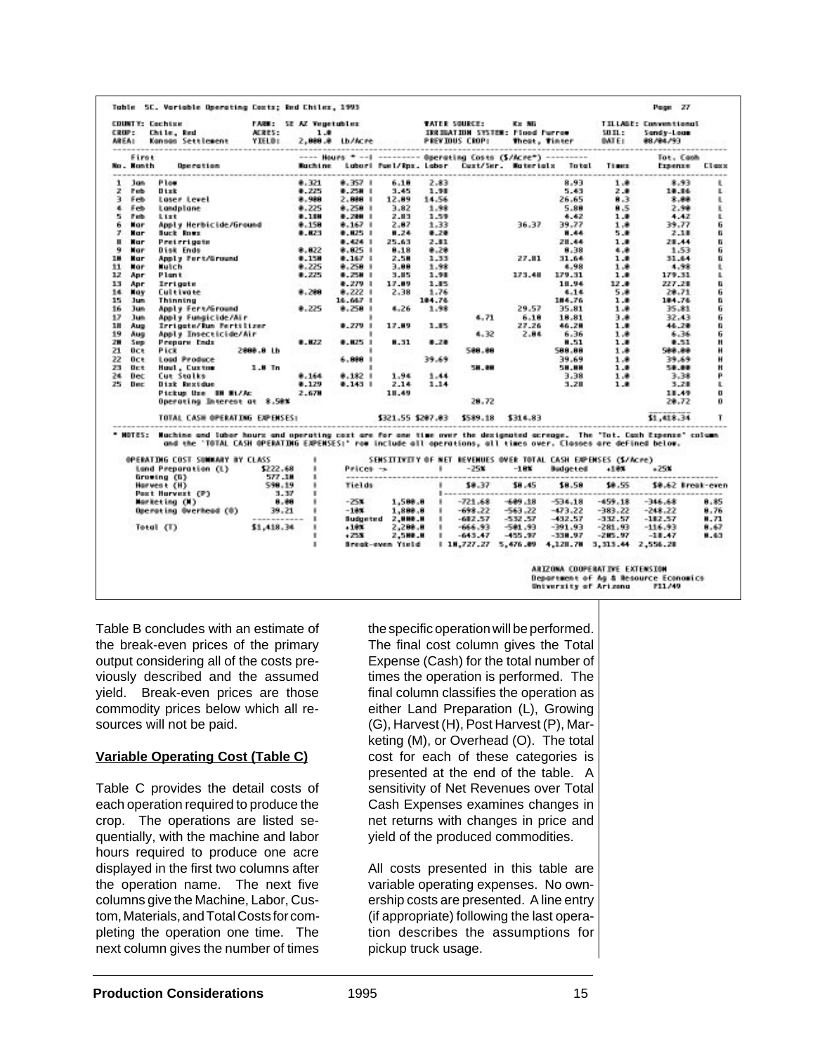Table 5C. Variable Operating Costs; Red Chiles, 1995

Page 27

COUNTY: Cochise FARM: SE AZ Vegetables WATER SOURCE: Kx NG TILLAGE: Conventional
CROP: Chile, Red ACRES: 1.0 IRRIGATION SYSTEM: Flood Furrow SOIL: Sandy-Loam
AREA: Kansas Settlement YIELD: 2,000.0 Lb/Acre PREVIOUS CROP: Wheat, Winter DATE: 08/04/93

| No. | First Month | Operation | Hours * Machine | Hours * Labor | Fuel/Rps. | Labor | Cust/Ser. | Materials | Total | Times | Tot. Cash Expense | Class |
|---|---|---|---|---|---|---|---|---|---|---|---|---|
| 1 | Jan | Plow | 0.321 | 0.357 | 6.10 | 2.83 | | | 8.93 | 1.0 | 8.93 | L |
| 2 | Feb | Disk | 0.225 | 0.250 | 3.45 | 1.98 | | | 5.43 | 2.0 | 10.86 | L |
| 3 | Feb | Laser Level | 0.900 | 2.000 | 12.09 | 14.56 | | | 26.65 | 0.3 | 8.00 | L |
| 4 | Feb | Landplane | 0.225 | 0.250 | 3.82 | 1.98 | | | 5.80 | 0.5 | 2.90 | L |
| 5 | Feb | List | 0.180 | 0.200 | 2.83 | 1.59 | | | 4.42 | 1.0 | 4.42 | L |
| 6 | Mar | Apply Herbicide/Ground | 0.150 | 0.167 | 2.07 | 1.33 | | 36.37 | 39.77 | 1.0 | 39.77 | G |
| 7 | Mar | Buck Rows | 0.023 | 0.025 | 0.24 | 0.20 | | | 0.44 | 5.0 | 2.18 | G |
| 8 | Mar | Preirrigate | | 0.424 | 25.63 | 2.81 | | | 28.44 | 1.0 | 28.44 | G |
| 9 | Mar | Disk Ends | 0.022 | 0.025 | 0.18 | 0.20 | | | 0.38 | 4.0 | 1.53 | G |
| 10 | Mar | Apply Fert/Ground | 0.150 | 0.167 | 2.50 | 1.33 | | 27.81 | 31.64 | 1.0 | 31.64 | G |
| 11 | Mar | Mulch | 0.225 | 0.250 | 3.00 | 1.98 | | | 4.98 | 1.0 | 4.98 | L |
| 12 | Apr | Plant | 0.225 | 0.250 | 3.85 | 1.98 | | 173.48 | 179.31 | 1.0 | 179.31 | L |
| 13 | Apr | Irrigate | | 0.279 | 17.09 | 1.85 | | | 18.94 | 12.0 | 227.28 | G |
| 14 | May | Cultivate | 0.200 | 0.222 | 2.38 | 1.76 | | | 4.14 | 5.0 | 20.71 | G |
| 15 | Jun | Thinning | | 16.667 | | 104.76 | | | 104.76 | 1.0 | 104.76 | G |
| 16 | Jun | Apply Fert/Ground | 0.225 | 0.250 | 4.26 | 1.98 | | 29.57 | 35.81 | 1.0 | 35.81 | G |
| 17 | Jun | Apply Fungicide/Air | | | | | 4.71 | 6.10 | 10.81 | 3.0 | 32.43 | G |
| 18 | Aug | Irrigate/Run Fertilizer | | 0.279 | 17.09 | 1.85 | | 27.26 | 46.20 | 1.0 | 46.20 | G |
| 19 | Aug | Apply Insecticide/Air | | | | | 4.32 | 2.04 | 6.36 | 1.0 | 6.36 | G |
| 20 | Sep | Prepare Ends | 0.022 | 0.025 | 0.31 | 0.20 | | | 0.51 | 1.0 | 0.51 | H |
| 21 | Oct | Pick 2000.0 Lb | | | | | 500.00 | | 500.00 | 1.0 | 500.00 | H |
| 22 | Oct | Load Produce | | 6.000 | | 39.69 | | | 39.69 | 1.0 | 39.69 | H |
| 23 | Oct | Haul, Custom 1.0 Tn | | | | | 50.00 | | 50.00 | 1.0 | 50.00 | H |
| 24 | Dec | Cut Stalks | 0.164 | 0.182 | 1.94 | 1.44 | | | 3.38 | 1.0 | 3.38 | P |
| 25 | Dec | Disk Residue | 0.129 | 0.143 | 2.14 | 1.14 | | | 3.28 | 1.0 | 3.28 | L |
| | | Pickup Use 00 Mi/Ac | 2.670 | | 10.49 | | | | | | 10.49 | O |
| | | Operating Interest at 8.50% | | | | | 20.72 | | | | 20.72 | O |
| | | TOTAL CASH OPERATING EXPENSES: | | | $321.55 | $207.03 | $589.18 | $314.83 | | | $1,418.34 | T |

\* NOTES: Machine and labor hours and operating cost are for one time over the designated acreage. The "Tot. Cash Expense" column and the 'TOTAL CASH OPERATING EXPENSES:' row include all operations, all times over. Classes are defined below.

| OPERATING COST SUMMARY BY CLASS | |
|---|---|
| Land Preparation (L) | $222.68 |
| Growing (G) | 577.10 |
| Harvest (H) | 590.19 |
| Post Harvest (P) | 3.37 |
| Marketing (M) | 0.00 |
| Operating Overhead (O) | 39.21 |
| Total (T) | $1,418.34 |

SENSITIVITY OF NET REVENUES OVER TOTAL CASH EXPENSES ($/Acre)

| Prices -> | | -25% | -10% | Budgeted | +10% | +25% | |
|---|---|---|---|---|---|---|---|
| Yields | | $0.37 | $0.45 | $0.50 | $0.55 | $0.62 | Break-even |
| -25% | 1,500.0 | -721.68 | -609.18 | -534.18 | -459.18 | -346.68 | 0.85 |
| -10% | 1,800.0 | -698.22 | -563.22 | -473.22 | -383.22 | -248.22 | 0.76 |
| Budgeted | 2,000.0 | -682.57 | -532.57 | -432.57 | -332.57 | -182.57 | 0.71 |
| +10% | 2,200.0 | -666.93 | -501.93 | -391.93 | -281.93 | -116.93 | 0.67 |
| +25% | 2,500.0 | -643.47 | -455.97 | -330.97 | -205.97 | -18.47 | 0.63 |
| Break-even Yield | | 10,727.27 | 5,476.09 | 4,128.70 | 3,313.44 | 2,556.28 | |

ARIZONA COOPERATIVE EXTENSION
Department of Ag & Resource Economics
University of Arizona F11/49

Table B concludes with an estimate of the break-even prices of the primary output considering all of the costs previously described and the assumed yield. Break-even prices are those commodity prices below which all resources will not be paid.

**Variable Operating Cost (Table C)**

Table C provides the detail costs of each operation required to produce the crop. The operations are listed sequentially, with the machine and labor hours required to produce one acre displayed in the first two columns after the operation name. The next five columns give the Machine, Labor, Custom, Materials, and Total Costs for completing the operation one time. The next column gives the number of times the specific operation will be performed. The final cost column gives the Total Expense (Cash) for the total number of times the operation is performed. The final column classifies the operation as either Land Preparation (L), Growing (G), Harvest (H), Post Harvest (P), Marketing (M), or Overhead (O). The total cost for each of these categories is presented at the end of the table. A sensitivity of Net Revenues over Total Cash Expenses examines changes in net returns with changes in price and yield of the produced commodities.

All costs presented in this table are variable operating expenses. No ownership costs are presented. A line entry (if appropriate) following the last operation describes the assumptions for pickup truck usage.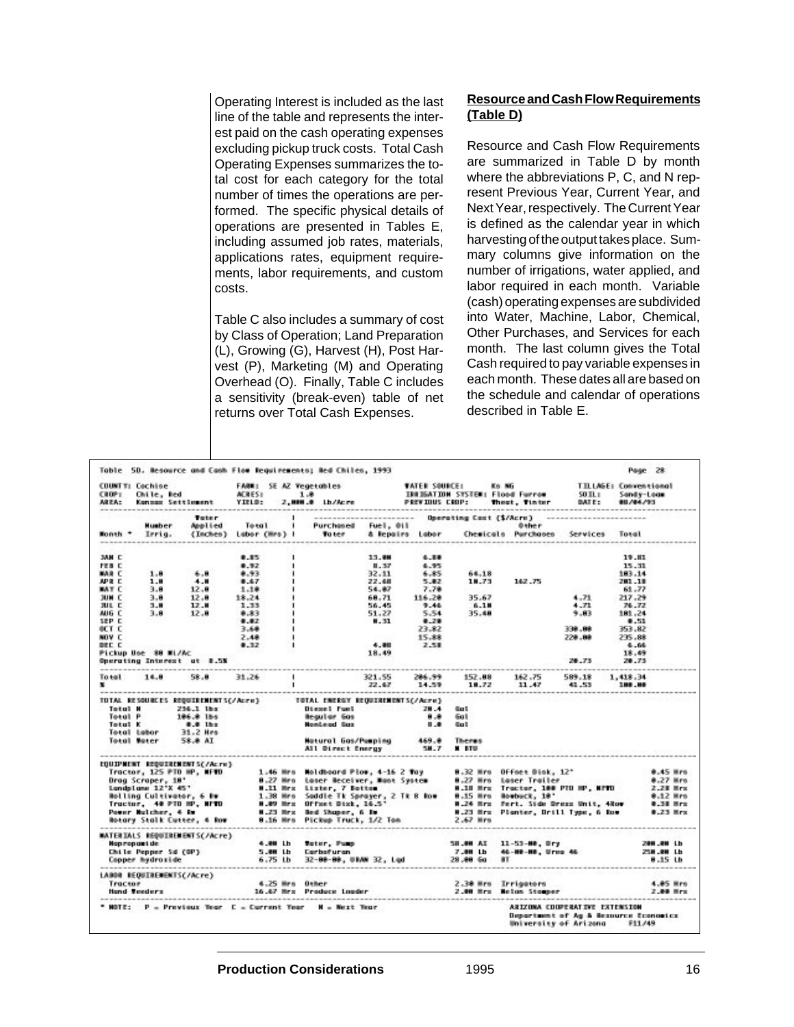Operating Interest is included as the last line of the table and represents the interest paid on the cash operating expenses excluding pickup truck costs. Total Cash Operating Expenses summarizes the total cost for each category for the total number of times the operations are performed. The specific physical details of operations are presented in Tables E, including assumed job rates, materials, applications rates, equipment requirements, labor requirements, and custom costs.

Table C also includes a summary of cost by Class of Operation; Land Preparation (L), Growing (G), Harvest (H), Post Harvest (P), Marketing (M) and Operating Overhead (O). Finally, Table C includes a sensitivity (break-even) table of net returns over Total Cash Expenses.

**Resource and Cash Flow Requirements (Table D)**

Resource and Cash Flow Requirements are summarized in Table D by month where the abbreviations P, C, and N represent Previous Year, Current Year, and Next Year, respectively. The Current Year is defined as the calendar year in which harvesting of the output takes place. Summary columns give information on the number of irrigations, water applied, and labor required in each month. Variable (cash) operating expenses are subdivided into Water, Machine, Labor, Chemical, Other Purchases, and Services for each month. The last column gives the Total Cash required to pay variable expenses in each month. These dates all are based on the schedule and calendar of operations described in Table E.

Table 5D. Resource and Cash Flow Requirements; Red Chiles, 1993

COUNTY: Cochise &nbsp; FARM: SE AZ Vegetables &nbsp; WATER SOURCE: Ko NG &nbsp; TILLAGE: Conventional
CROP: Chile, Red &nbsp; ACRES: 1.0 &nbsp; IRRIGATION SYSTEM: Flood Furrow &nbsp; SOIL: Sandy-Loam
AREA: Kansas Settlement &nbsp; YIELD: 2,000.0 Lb/Acre &nbsp; PREVIOUS CROP: Wheat, Winter &nbsp; DATE: 08/04/93

| Month * | Number Irrig. | Water Applied (Inches) | Total Labor (Hrs) | Purchased Water | Fuel, Oil & Repairs | Labor | Chemicals | Other Purchases | Services | Total |
|---|---|---|---|---|---|---|---|---|---|---|
| | | | | Operating Cost ($/Acre) | | | | | | |
| JAN C | | | 0.85 | | 13.00 | 6.80 | | | | 19.81 |
| FEB C | | | 0.92 | | 8.37 | 6.95 | | | | 15.31 |
| MAR C | 1.0 | 6.0 | 0.93 | | 32.11 | 6.85 | 64.18 | | | 103.14 |
| APR C | 1.0 | 4.0 | 0.67 | | 22.60 | 5.02 | 10.73 | 162.75 | | 201.10 |
| MAY C | 3.0 | 12.0 | 1.10 | | 54.07 | 7.70 | | | | 61.77 |
| JUN C | 3.0 | 12.0 | 18.24 | | 60.71 | 116.20 | 35.67 | | 4.71 | 217.29 |
| JUL C | 3.0 | 12.0 | 1.33 | | 56.45 | 9.46 | 6.10 | | 4.71 | 76.72 |
| AUG C | 3.0 | 12.0 | 0.83 | | 51.27 | 5.54 | 35.40 | | 9.03 | 101.24 |
| SEP C | | | 0.02 | | 0.31 | 0.20 | | | | 0.51 |
| OCT C | | | 3.60 | | | 23.82 | | | 330.00 | 353.82 |
| NOV C | | | 2.40 | | | 15.88 | | | 220.00 | 235.88 |
| DEC C | | | 0.32 | | 4.08 | 2.58 | | | | 6.66 |
| Pickup Use 88 Mi/Ac | | | | | 18.49 | | | | | 18.49 |
| Operating Interest at 8.5% | | | | | | | | | 20.73 | 20.73 |
| Total | 14.0 | 58.0 | 31.26 | | 321.55 | 206.99 | 152.08 | 162.75 | 589.18 | 1,418.34 |
| % | | | | | 22.67 | 14.59 | 10.72 | 11.47 | 41.53 | 100.00 |

| TOTAL RESOURCES REQUIREMENTS(/Acre) | | TOTAL ENERGY REQUIREMENTS(/Acre) | |
|---|---|---|---|
| Total N | 256.1 lbs | Diesel Fuel | 28.4 Gal |
| Total P | 106.0 lbs | Regular Gas | 0.0 Gal |
| Total K | 0.0 lbs | Nonlead Gas | 0.0 Gal |
| Total Labor | 31.2 Hrs | | |
| Total Water | 58.0 AI | Natural Gas/Pumping | 469.0 Therms |
| | | All Direct Energy | 50.7 M BTU |

EQUIPMENT REQUIREMENTS(/Acre)

| Equipment | Hours | Equipment | Hours | Equipment | Hours |
|---|---|---|---|---|---|
| Tractor, 125 PTO HP, MFWD | 1.46 Hrs | Moldboard Plow, 4-16 2 Way | 0.32 Hrs | Offset Disk, 12' | 0.45 Hrs |
| Drag Scraper, 18' | 0.27 Hrs | Laser Receiver, Mast System | 0.27 Hrs | Laser Trailer | 0.27 Hrs |
| Landplane 12'X 45' | 0.11 Hrs | Lister, 7 Bottom | 0.10 Hrs | Tractor, 100 PTO HP, MFWD | 2.20 Hrs |
| Rolling Cultivator, 6 Rw | 1.38 Hrs | Saddle Tk Sprayer, 2 Tk 8 Row | 0.15 Hrs | Rowbuck, 10' | 0.12 Hrs |
| Tractor, 40 PTO HP, MFWD | 0.09 Hrs | Offset Disk, 16.5' | 0.24 Hrs | Fert. Side Dress Unit, 4Row | 0.38 Hrs |
| Power Mulcher, 4 Rw | 0.23 Hrs | Bed Shaper, 6 Rw | 0.23 Hrs | Planter, Drill Type, 6 Row | 0.23 Hrs |
| Rotary Stalk Cutter, 4 Row | 0.16 Hrs | Pickup Truck, 1/2 Ton | 2.67 Hrs | | |

MATERIALS REQUIREMENTS(/Acre)

| Material | Amount | Material | Amount | Material | Amount |
|---|---|---|---|---|---|
| Napropamide | 4.00 Lb | Water, Pump | 58.00 AI | 11-53-00, Dry | 200.00 Lb |
| Chile Pepper Sd (OP) | 5.00 Lb | Carbofuran | 7.00 Lb | 46-00-00, Urea 46 | 250.00 Lb |
| Copper hydroxide | 6.75 Lb | 32-00-00, URAN 32, Lqd | 28.00 Ga | BT | 0.15 Lb |

LABOR REQUIREMENTS(/Acre)

| Labor | Hours | Labor | Hours | Labor | Hours |
|---|---|---|---|---|---|
| Tractor | 4.25 Hrs | Other | 2.30 Hrs | Irrigators | 4.05 Hrs |
| Hand Weeders | 16.67 Hrs | Produce Loader | 2.00 Hrs | Melon Stomper | 2.00 Hrs |

* NOTE: P = Previous Year C = Current Year N = Next Year

ARIZONA COOPERATIVE EXTENSION
Department of Ag & Resource Economics
University of Arizona F11/49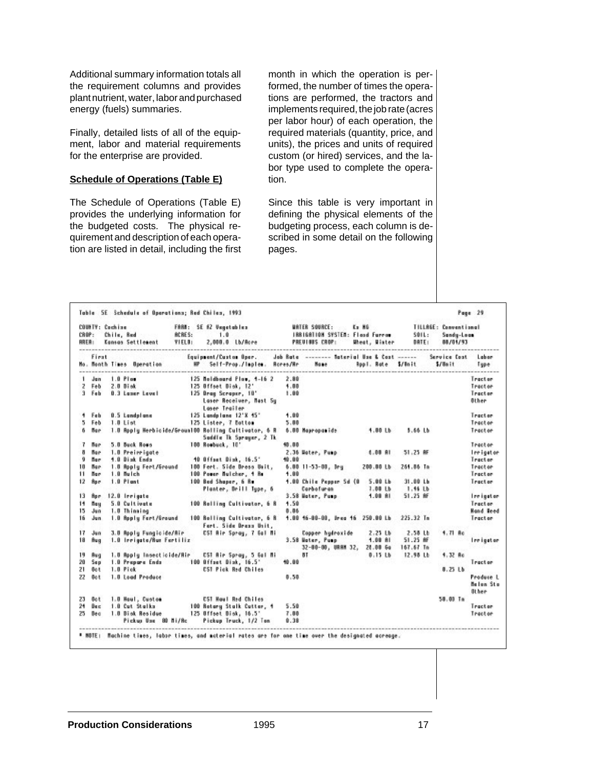Additional summary information totals all the requirement columns and provides plant nutrient, water, labor and purchased energy (fuels) summaries.

Finally, detailed lists of all of the equipment, labor and material requirements for the enterprise are provided.

**Schedule of Operations (Table E)**

The Schedule of Operations (Table E) provides the underlying information for the budgeted costs. The physical requirement and description of each operation are listed in detail, including the first month in which the operation is performed, the number of times the operations are performed, the tractors and implements required, the job rate (acres per labor hour) of each operation, the required materials (quantity, price, and units), the prices and units of required custom (or hired) services, and the labor type used to complete the operation.

Since this table is very important in defining the physical elements of the budgeting process, each column is described in some detail on the following pages.

Table 5E Schedule of Operations; Red Chiles, 1993 — Page 29

COUNTY: Cochise — FARM: SE AZ Vegetables — WATER SOURCE: Cs NG — TILLAGE: Conventional
CROP: Chile, Red — ACRES: 1.0 — IRRIGATION SYSTEM: Flood Furrow — SOIL: Sandy-Loam
AREA: Kansas Settlement — YIELD: 2,000.0 Lb/Acre — PREVIOUS CROP: Wheat, Winter — DATE: 08/04/93

| No. | First Month | Times | Operation | HP | Equipment/Custom Oper. Self-Prop./Implem. | Job Rate Acres/Hr | Material Use & Cost Name | Appl. Rate | $/Unit | Service Cost $/Unit | Labor Type |
|---|---|---|---|---|---|---|---|---|---|---|---|
| 1 | Jan | 1.0 | Plow | 125 | Moldboard Plow, 4-16 2 | 2.80 | | | | | Tractor |
| 2 | Feb | 2.0 | Disk | 125 | Offset Disk, 12' | 4.00 | | | | | Tractor |
| 3 | Feb | 0.3 | Laser Level | 125 | Drag Scraper, 10' Laser Receiver, Mast Sy Laser Trailer | 1.00 | | | | | Tractor Other |
| 4 | Feb | 0.5 | Landplane | 125 | Landplane 12'X 45' | 4.00 | | | | | Tractor |
| 5 | Feb | 1.0 | List | 125 | Lister, 7 Bottom | 5.00 | | | | | Tractor |
| 6 | Mar | 1.0 | Apply Herbicide/Ground | 100 | Rolling Cultivator, 6 R Saddle Tk Sprayer, 2 Tk | 6.00 | Napropamide | 4.00 Lb | 5.66 Lb | | Tractor |
| 7 | Mar | 5.0 | Buck Rows | 100 | Rowbuck, 10' | 40.00 | | | | | Tractor |
| 8 | Mar | 1.0 | Preirrigate | | | 2.36 | Water, Pump | 6.00 AI | 51.25 AF | | Irrigator |
| 9 | Mar | 4.0 | Disk Ends | 40 | Offset Disk, 16.5' | 40.00 | | | | | Tractor |
| 10 | Mar | 1.0 | Apply Fert/Ground | 100 | Fert. Side Dress Unit, | 6.00 | 11-53-00, Dry | 200.00 Lb | 261.06 Tn | | Tractor |
| 11 | Mar | 1.0 | Mulch | 100 | Power Mulcher, 4 Rw | 4.00 | | | | | Tractor |
| 12 | Apr | 1.0 | Plant | 100 | Bed Shaper, 6 Rw Planter, Drill Type, 6 | 4.00 | Chile Pepper Sd (O Carbofuran | 5.00 Lb 7.00 Lb | 31.00 Lb 1.46 Lb | | Tractor |
| 13 | Apr | 12.0 | Irrigate | | | 3.58 | Water, Pump | 4.00 AI | 51.25 AF | | Irrigator |
| 14 | May | 5.0 | Cultivate | 100 | Rolling Cultivator, 6 R | 4.50 | | | | | Tractor |
| 15 | Jun | 1.0 | Thinning | | | 0.06 | | | | | Hand Weed |
| 16 | Jun | 1.0 | Apply Fert/Ground | 100 | Rolling Cultivator, 6 R Fert. Side Dress Unit, | 4.00 | 46-00-00, Urea 46 | 250.00 Lb | 225.32 Tn | | Tractor |
| 17 | Jun | 3.0 | Apply Fungicide/Air | | CST Air Spray, 7 Gal Mi | | Copper hydroxide | 2.25 Lb | 2.58 Lb | 4.71 Ac | |
| 18 | Aug | 1.0 | Irrigate/Run Fertiliz | | | 3.58 | Water, Pump 32-00-00, UAN 32, | 4.00 AI 28.00 Ga | 51.25 AF 167.67 Tn | | Irrigator |
| 19 | Aug | 1.0 | Apply Insecticide/Air | | CST Air Spray, 5 Gal Mi | | BT | 0.15 Lb | 12.98 Lb | 4.32 Ac | |
| 20 | Sep | 1.0 | Prepare Ends | 100 | Offset Disk, 16.5' | 40.00 | | | | | Tractor |
| 21 | Oct | 1.0 | Pick | | CST Pick Red Chiles | | | | | 0.25 Lb | |
| 22 | Oct | 1.0 | Load Produce | | | 0.50 | | | | | Produce L Melon Sto Other |
| 23 | Oct | 1.0 | Haul, Custom | | CST Haul Red Chiles | | | | | 50.00 Tn | |
| 24 | Dec | 1.0 | Cut Stalks | 100 | Rotary Stalk Cutter, 4 | 5.50 | | | | | Tractor |
| 25 | Dec | 1.0 | Disk Residue | 125 | Offset Disk, 16.5' | 7.00 | | | | | Tractor |
| | | | Pickup Use 80 Mi/Ac | | Pickup Truck, 1/2 Ton | 0.38 | | | | | |

* NOTE: Machine times, labor times, and material rates are for one time over the designated acreage.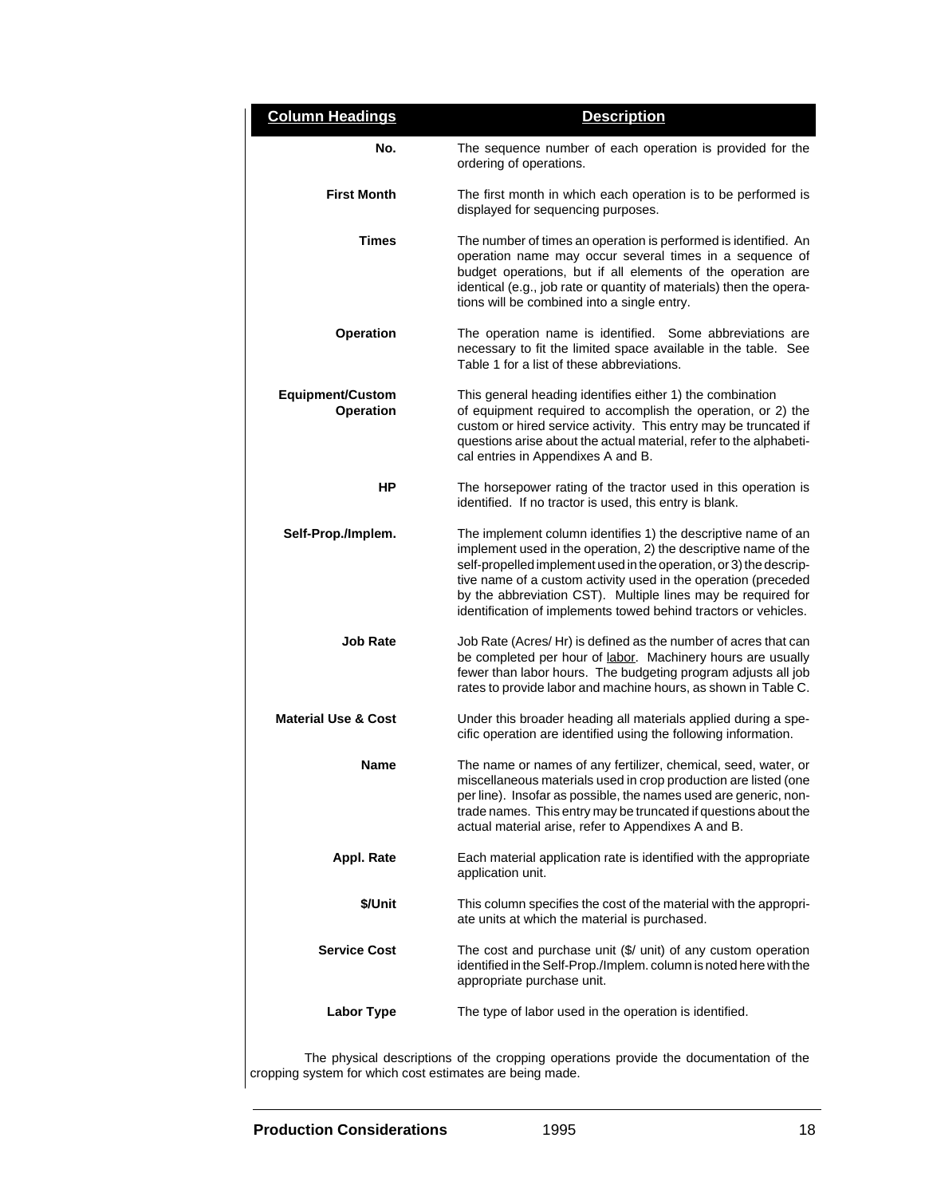| Column Headings | Description |
|---|---|
| **No.** | The sequence number of each operation is provided for the ordering of operations. |
| **First Month** | The first month in which each operation is to be performed is displayed for sequencing purposes. |
| **Times** | The number of times an operation is performed is identified. An operation name may occur several times in a sequence of budget operations, but if all elements of the operation are identical (e.g., job rate or quantity of materials) then the operations will be combined into a single entry. |
| **Operation** | The operation name is identified. Some abbreviations are necessary to fit the limited space available in the table. See Table 1 for a list of these abbreviations. |
| **Equipment/Custom Operation** | This general heading identifies either 1) the combination of equipment required to accomplish the operation, or 2) the custom or hired service activity. This entry may be truncated if questions arise about the actual material, refer to the alphabetical entries in Appendixes A and B. |
| **HP** | The horsepower rating of the tractor used in this operation is identified. If no tractor is used, this entry is blank. |
| **Self-Prop./Implem.** | The implement column identifies 1) the descriptive name of an implement used in the operation, 2) the descriptive name of the self-propelled implement used in the operation, or 3) the descriptive name of a custom activity used in the operation (preceded by the abbreviation CST). Multiple lines may be required for identification of implements towed behind tractors or vehicles. |
| **Job Rate** | Job Rate (Acres/ Hr) is defined as the number of acres that can be completed per hour of labor. Machinery hours are usually fewer than labor hours. The budgeting program adjusts all job rates to provide labor and machine hours, as shown in Table C. |
| **Material Use & Cost** | Under this broader heading all materials applied during a specific operation are identified using the following information. |
| **Name** | The name or names of any fertilizer, chemical, seed, water, or miscellaneous materials used in crop production are listed (one per line). Insofar as possible, the names used are generic, non-trade names. This entry may be truncated if questions about the actual material arise, refer to Appendixes A and B. |
| **Appl. Rate** | Each material application rate is identified with the appropriate application unit. |
| **$/Unit** | This column specifies the cost of the material with the appropriate units at which the material is purchased. |
| **Service Cost** | The cost and purchase unit ($/ unit) of any custom operation identified in the Self-Prop./Implem. column is noted here with the appropriate purchase unit. |
| **Labor Type** | The type of labor used in the operation is identified. |

The physical descriptions of the cropping operations provide the documentation of the cropping system for which cost estimates are being made.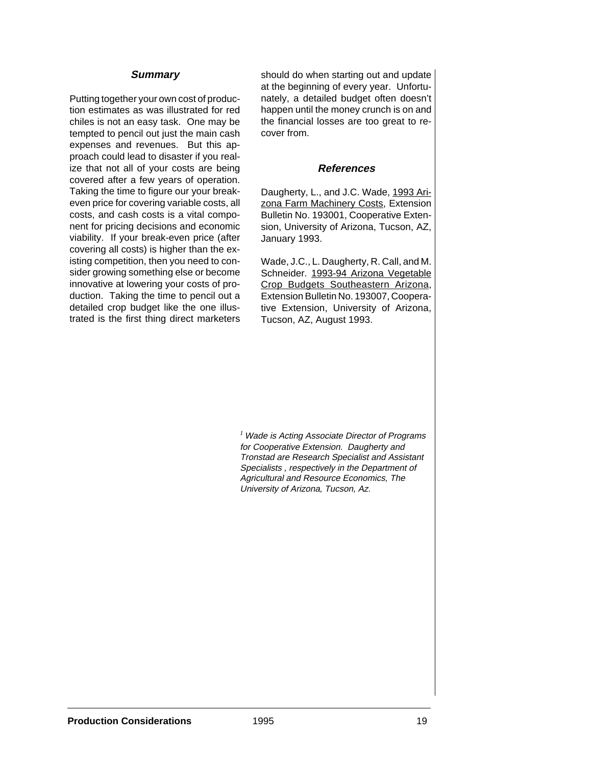### *Summary*

Putting together your own cost of production estimates as was illustrated for red chiles is not an easy task. One may be tempted to pencil out just the main cash expenses and revenues. But this approach could lead to disaster if you realize that not all of your costs are being covered after a few years of operation. Taking the time to figure our your break-even price for covering variable costs, all costs, and cash costs is a vital component for pricing decisions and economic viability. If your break-even price (after covering all costs) is higher than the existing competition, then you need to consider growing something else or become innovative at lowering your costs of production. Taking the time to pencil out a detailed crop budget like the one illustrated is the first thing direct marketers should do when starting out and update at the beginning of every year. Unfortunately, a detailed budget often doesn't happen until the money crunch is on and the financial losses are too great to recover from.

### *References*

Daugherty, L., and J.C. Wade, 1993 Arizona Farm Machinery Costs, Extension Bulletin No. 193001, Cooperative Extension, University of Arizona, Tucson, AZ, January 1993.

Wade, J.C., L. Daugherty, R. Call, and M. Schneider. 1993-94 Arizona Vegetable Crop Budgets Southeastern Arizona, Extension Bulletin No. 193007, Cooperative Extension, University of Arizona, Tucson, AZ, August 1993.

[1] *Wade is Acting Associate Director of Programs for Cooperative Extension. Daugherty and Tronstad are Research Specialist and Assistant Specialists , respectively in the Department of Agricultural and Resource Economics, The University of Arizona, Tucson, Az.*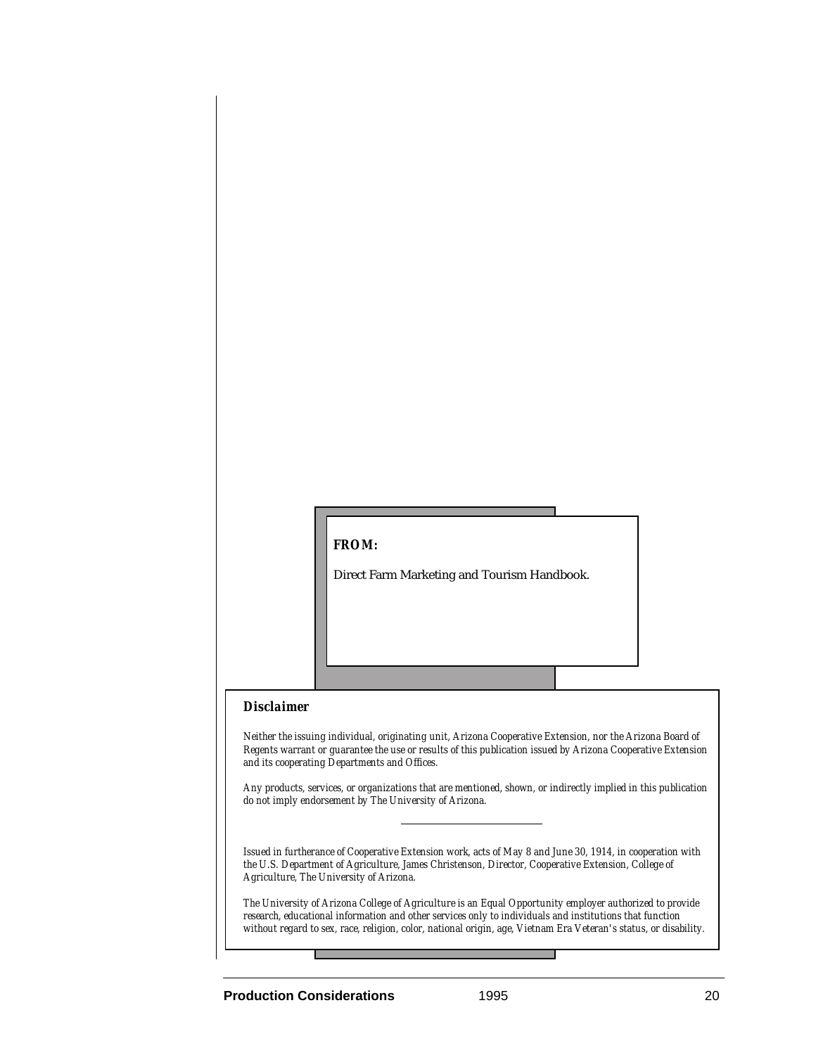**FROM:**

Direct Farm Marketing and Tourism Handbook.

***Disclaimer***

*Neither the issuing individual, originating unit, Arizona Cooperative Extension, nor the Arizona Board of Regents warrant or guarantee the use or results of this publication issued by Arizona Cooperative Extension and its cooperating Departments and Offices.*

*Any products, services, or organizations that are mentioned, shown, or indirectly implied in this publication do not imply endorsement by The University of Arizona.*

---

*Issued in furtherance of Cooperative Extension work, acts of May 8 and June 30, 1914, in cooperation with the U.S. Department of Agriculture, James Christenson, Director, Cooperative Extension, College of Agriculture, The University of Arizona.*

*The University of Arizona College of Agriculture is an Equal Opportunity employer authorized to provide research, educational information and other services only to individuals and institutions that function without regard to sex, race, religion, color, national origin, age, Vietnam Era Veteran's status, or disability.*